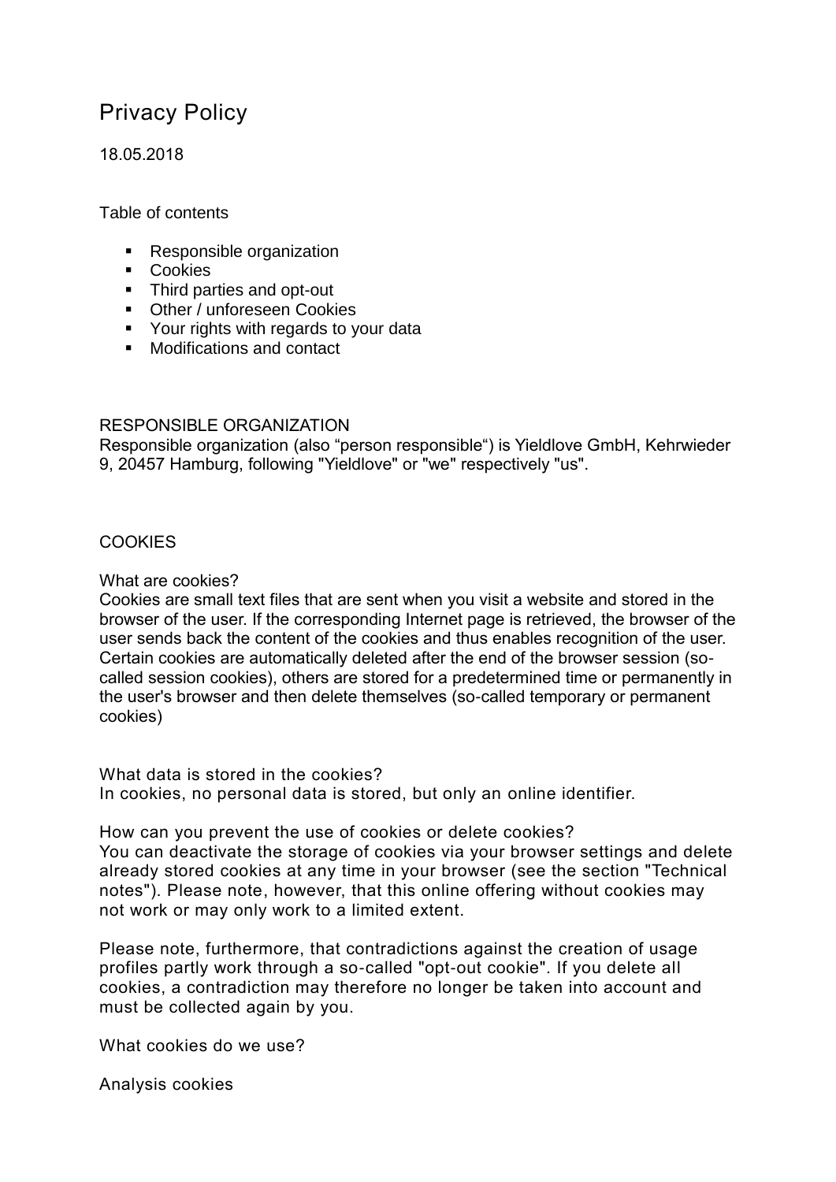# Privacy Policy

18.05.2018

Table of contents

- Responsible organization
- Cookies
- Third parties and opt-out
- Other / unforeseen Cookies
- Your rights with regards to your data
- Modifications and contact

## RESPONSIBLE ORGANIZATION

Responsible organization (also “person responsible“) is Yieldlove GmbH, Kehrwieder 9, 20457 Hamburg, following "Yieldlove" or "we" respectively "us".

## COOKIES

What are cookies?

Cookies are small text files that are sent when you visit a website and stored in the browser of the user. If the corresponding Internet page is retrieved, the browser of the user sends back the content of the cookies and thus enables recognition of the user. Certain cookies are automatically deleted after the end of the browser session (so-called session cookies), others are stored for a predetermined time or permanently in the user's browser and then delete themselves (so-called temporary or permanent cookies)

What data is stored in the cookies?

In cookies, no personal data is stored, but only an online identifier.

How can you prevent the use of cookies or delete cookies?

You can deactivate the storage of cookies via your browser settings and delete already stored cookies at any time in your browser (see the section "Technical notes"). Please note, however, that this online offering without cookies may not work or may only work to a limited extent.

Please note, furthermore, that contradictions against the creation of usage profiles partly work through a so-called "opt-out cookie". If you delete all cookies, a contradiction may therefore no longer be taken into account and must be collected again by you.

What cookies do we use?

Analysis cookies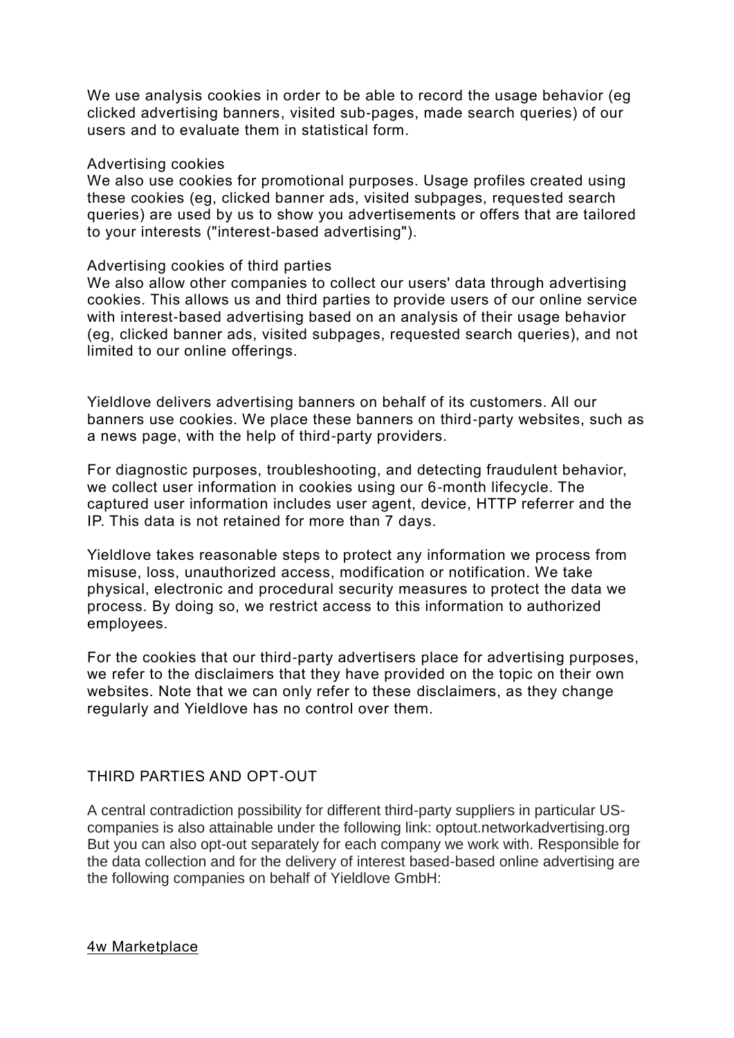We use analysis cookies in order to be able to record the usage behavior (eg clicked advertising banners, visited sub-pages, made search queries) of our users and to evaluate them in statistical form.

Advertising cookies

We also use cookies for promotional purposes. Usage profiles created using these cookies (eg, clicked banner ads, visited subpages, requested search queries) are used by us to show you advertisements or offers that are tailored to your interests ("interest-based advertising").

Advertising cookies of third parties

We also allow other companies to collect our users' data through advertising cookies. This allows us and third parties to provide users of our online service with interest-based advertising based on an analysis of their usage behavior (eg, clicked banner ads, visited subpages, requested search queries), and not limited to our online offerings.

Yieldlove delivers advertising banners on behalf of its customers. All our banners use cookies. We place these banners on third-party websites, such as a news page, with the help of third-party providers.

For diagnostic purposes, troubleshooting, and detecting fraudulent behavior, we collect user information in cookies using our 6-month lifecycle. The captured user information includes user agent, device, HTTP referrer and the IP. This data is not retained for more than 7 days.

Yieldlove takes reasonable steps to protect any information we process from misuse, loss, unauthorized access, modification or notification. We take physical, electronic and procedural security measures to protect the data we process. By doing so, we restrict access to this information to authorized employees.

For the cookies that our third-party advertisers place for advertising purposes, we refer to the disclaimers that they have provided on the topic on their own websites. Note that we can only refer to these disclaimers, as they change regularly and Yieldlove has no control over them.

## THIRD PARTIES AND OPT-OUT

A central contradiction possibility for different third-party suppliers in particular US-companies is also attainable under the following link: optout.networkadvertising.org But you can also opt-out separately for each company we work with. Responsible for the data collection and for the delivery of interest based-based online advertising are the following companies on behalf of Yieldlove GmbH:

4w Marketplace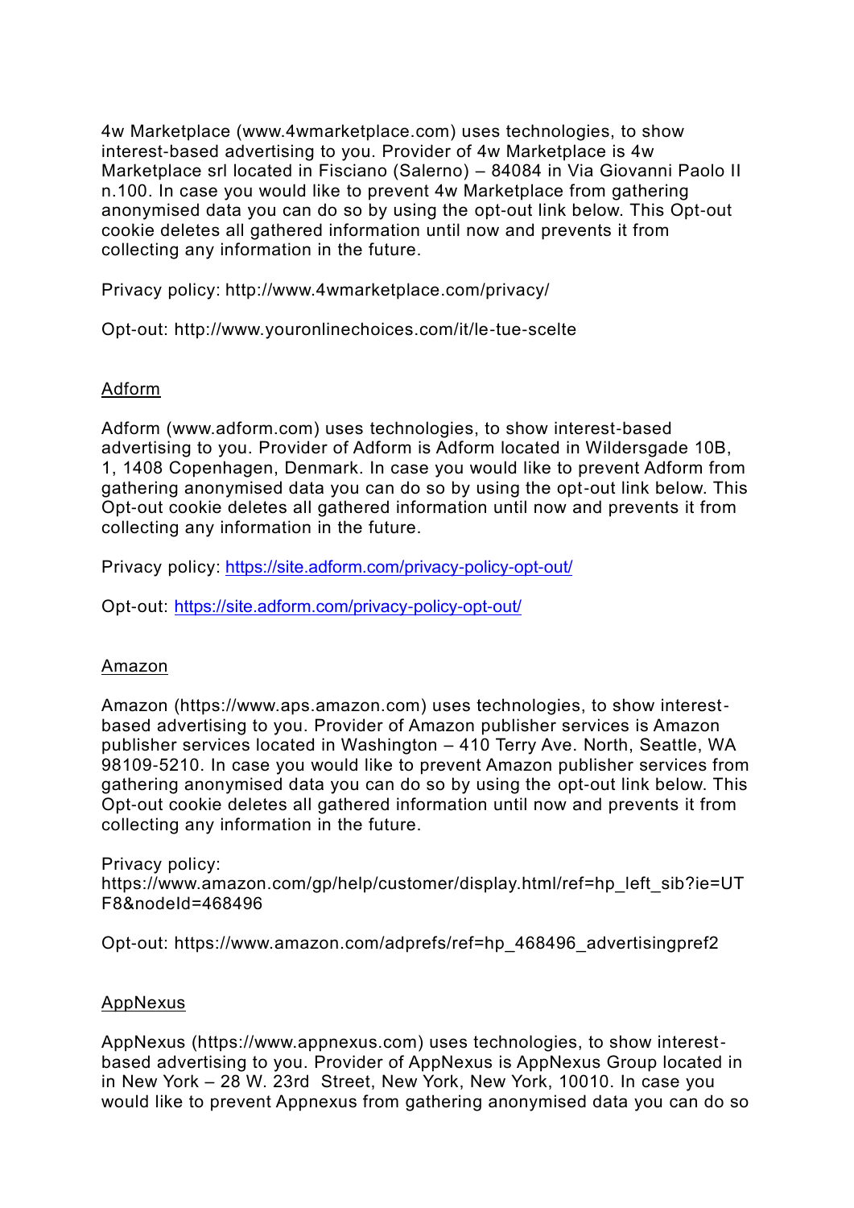4w Marketplace (www.4wmarketplace.com) uses technologies, to show interest-based advertising to you. Provider of 4w Marketplace is 4w Marketplace srl located in Fisciano (Salerno) – 84084 in Via Giovanni Paolo II n.100. In case you would like to prevent 4w Marketplace from gathering anonymised data you can do so by using the opt-out link below. This Opt-out cookie deletes all gathered information until now and prevents it from collecting any information in the future.

Privacy policy: http://www.4wmarketplace.com/privacy/

Opt-out: http://www.youronlinechoices.com/it/le-tue-scelte

## Adform

Adform (www.adform.com) uses technologies, to show interest-based advertising to you. Provider of Adform is Adform located in Wildersgade 10B, 1, 1408 Copenhagen, Denmark. In case you would like to prevent Adform from gathering anonymised data you can do so by using the opt-out link below. This Opt-out cookie deletes all gathered information until now and prevents it from collecting any information in the future.

Privacy policy: https://site.adform.com/privacy-policy-opt-out/

Opt-out: https://site.adform.com/privacy-policy-opt-out/

## Amazon

Amazon (https://www.aps.amazon.com) uses technologies, to show interest-based advertising to you. Provider of Amazon publisher services is Amazon publisher services located in Washington – 410 Terry Ave. North, Seattle, WA 98109-5210. In case you would like to prevent Amazon publisher services from gathering anonymised data you can do so by using the opt-out link below. This Opt-out cookie deletes all gathered information until now and prevents it from collecting any information in the future.

Privacy policy: https://www.amazon.com/gp/help/customer/display.html/ref=hp_left_sib?ie=UTF8&nodeId=468496

Opt-out: https://www.amazon.com/adprefs/ref=hp_468496_advertisingpref2

## AppNexus

AppNexus (https://www.appnexus.com) uses technologies, to show interest-based advertising to you. Provider of AppNexus is AppNexus Group located in in New York – 28 W. 23rd Street, New York, New York, 10010. In case you would like to prevent Appnexus from gathering anonymised data you can do so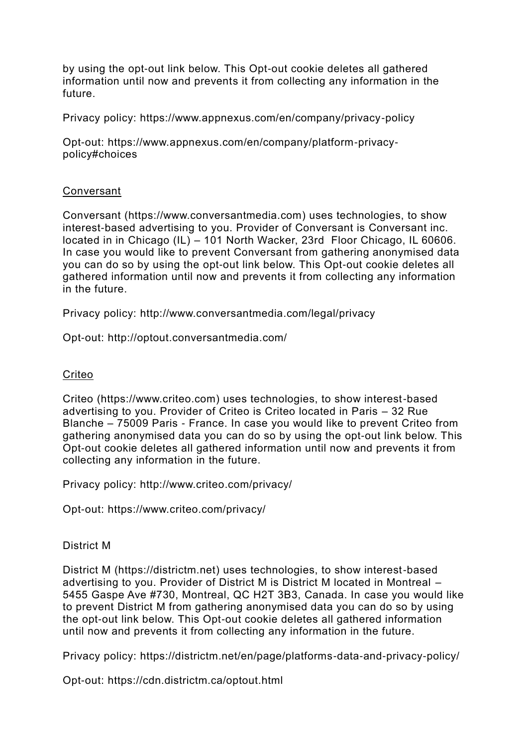by using the opt-out link below. This Opt-out cookie deletes all gathered information until now and prevents it from collecting any information in the future.

Privacy policy: https://www.appnexus.com/en/company/privacy-policy

Opt-out: https://www.appnexus.com/en/company/platform-privacy-policy#choices

<u>Conversant</u>

Conversant (https://www.conversantmedia.com) uses technologies, to show interest-based advertising to you. Provider of Conversant is Conversant inc. located in in Chicago (IL) – 101 North Wacker, 23rd Floor Chicago, IL 60606. In case you would like to prevent Conversant from gathering anonymised data you can do so by using the opt-out link below. This Opt-out cookie deletes all gathered information until now and prevents it from collecting any information in the future.

Privacy policy: http://www.conversantmedia.com/legal/privacy

Opt-out: http://optout.conversantmedia.com/

<u>Criteo</u>

Criteo (https://www.criteo.com) uses technologies, to show interest-based advertising to you. Provider of Criteo is Criteo located in Paris – 32 Rue Blanche – 75009 Paris - France. In case you would like to prevent Criteo from gathering anonymised data you can do so by using the opt-out link below. This Opt-out cookie deletes all gathered information until now and prevents it from collecting any information in the future.

Privacy policy: http://www.criteo.com/privacy/

Opt-out: https://www.criteo.com/privacy/

District M

District M (https://districtm.net) uses technologies, to show interest-based advertising to you. Provider of District M is District M located in Montreal – 5455 Gaspe Ave #730, Montreal, QC H2T 3B3, Canada. In case you would like to prevent District M from gathering anonymised data you can do so by using the opt-out link below. This Opt-out cookie deletes all gathered information until now and prevents it from collecting any information in the future.

Privacy policy: https://districtm.net/en/page/platforms-data-and-privacy-policy/

Opt-out: https://cdn.districtm.ca/optout.html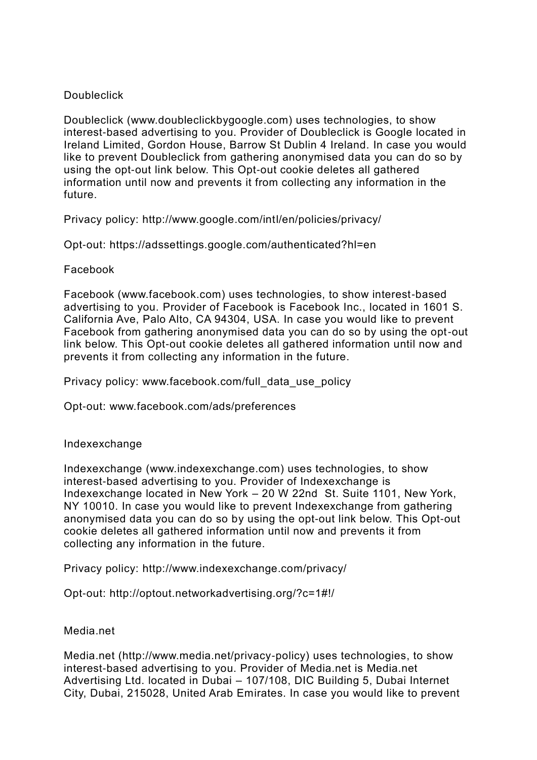## Doubleclick

Doubleclick (www.doubleclickbygoogle.com) uses technologies, to show interest-based advertising to you. Provider of Doubleclick is Google located in Ireland Limited, Gordon House, Barrow St Dublin 4 Ireland. In case you would like to prevent Doubleclick from gathering anonymised data you can do so by using the opt-out link below. This Opt-out cookie deletes all gathered information until now and prevents it from collecting any information in the future.

Privacy policy: http://www.google.com/intl/en/policies/privacy/

Opt-out: https://adssettings.google.com/authenticated?hl=en

## Facebook

Facebook (www.facebook.com) uses technologies, to show interest-based advertising to you. Provider of Facebook is Facebook Inc., located in 1601 S. California Ave, Palo Alto, CA 94304, USA. In case you would like to prevent Facebook from gathering anonymised data you can do so by using the opt-out link below. This Opt-out cookie deletes all gathered information until now and prevents it from collecting any information in the future.

Privacy policy: www.facebook.com/full_data_use_policy

Opt-out: www.facebook.com/ads/preferences

## Indexexchange

Indexexchange (www.indexexchange.com) uses technologies, to show interest-based advertising to you. Provider of Indexexchange is Indexexchange located in New York – 20 W 22nd St. Suite 1101, New York, NY 10010. In case you would like to prevent Indexexchange from gathering anonymised data you can do so by using the opt-out link below. This Opt-out cookie deletes all gathered information until now and prevents it from collecting any information in the future.

Privacy policy: http://www.indexexchange.com/privacy/

Opt-out: http://optout.networkadvertising.org/?c=1#!/

## Media.net

Media.net (http://www.media.net/privacy-policy) uses technologies, to show interest-based advertising to you. Provider of Media.net is Media.net Advertising Ltd. located in Dubai – 107/108, DIC Building 5, Dubai Internet City, Dubai, 215028, United Arab Emirates. In case you would like to prevent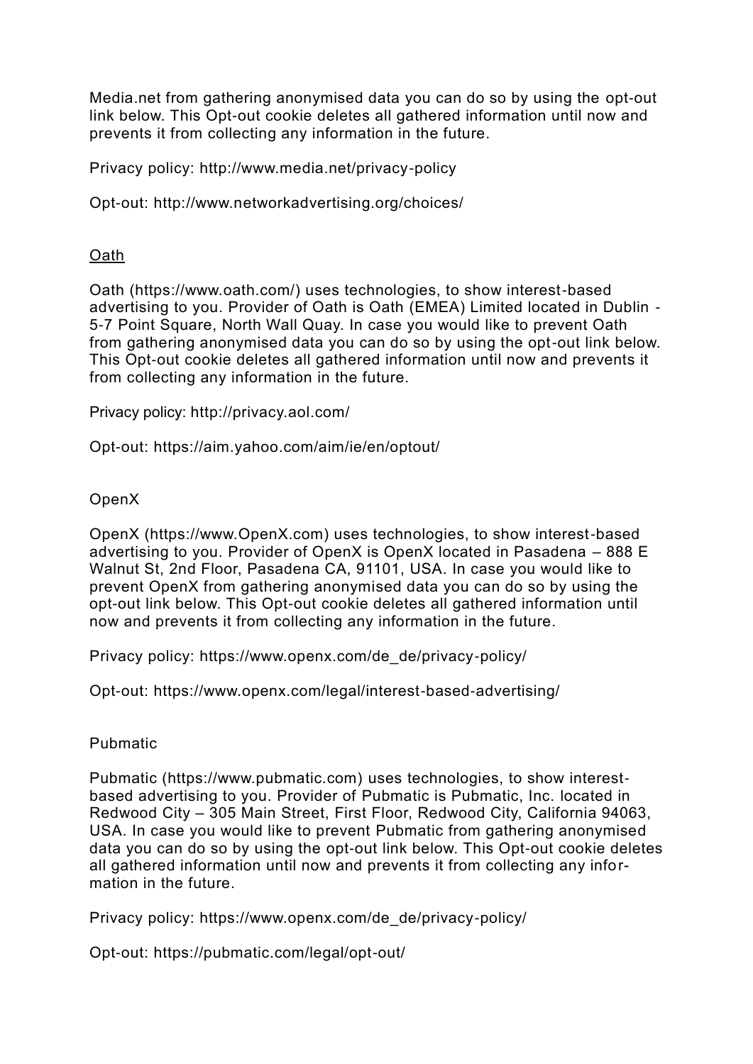Media.net from gathering anonymised data you can do so by using the opt-out link below. This Opt-out cookie deletes all gathered information until now and prevents it from collecting any information in the future.

Privacy policy: http://www.media.net/privacy-policy

Opt-out: http://www.networkadvertising.org/choices/

### Oath

Oath (https://www.oath.com/) uses technologies, to show interest-based advertising to you. Provider of Oath is Oath (EMEA) Limited located in Dublin - 5-7 Point Square, North Wall Quay. In case you would like to prevent Oath from gathering anonymised data you can do so by using the opt-out link below. This Opt-out cookie deletes all gathered information until now and prevents it from collecting any information in the future.

Privacy policy: http://privacy.aol.com/

Opt-out: https://aim.yahoo.com/aim/ie/en/optout/

### OpenX

OpenX (https://www.OpenX.com) uses technologies, to show interest-based advertising to you. Provider of OpenX is OpenX located in Pasadena – 888 E Walnut St, 2nd Floor, Pasadena CA, 91101, USA. In case you would like to prevent OpenX from gathering anonymised data you can do so by using the opt-out link below. This Opt-out cookie deletes all gathered information until now and prevents it from collecting any information in the future.

Privacy policy: https://www.openx.com/de_de/privacy-policy/

Opt-out: https://www.openx.com/legal/interest-based-advertising/

### Pubmatic

Pubmatic (https://www.pubmatic.com) uses technologies, to show interest-based advertising to you. Provider of Pubmatic is Pubmatic, Inc. located in Redwood City – 305 Main Street, First Floor, Redwood City, California 94063, USA. In case you would like to prevent Pubmatic from gathering anonymised data you can do so by using the opt-out link below. This Opt-out cookie deletes all gathered information until now and prevents it from collecting any information in the future.

Privacy policy: https://www.openx.com/de_de/privacy-policy/

Opt-out: https://pubmatic.com/legal/opt-out/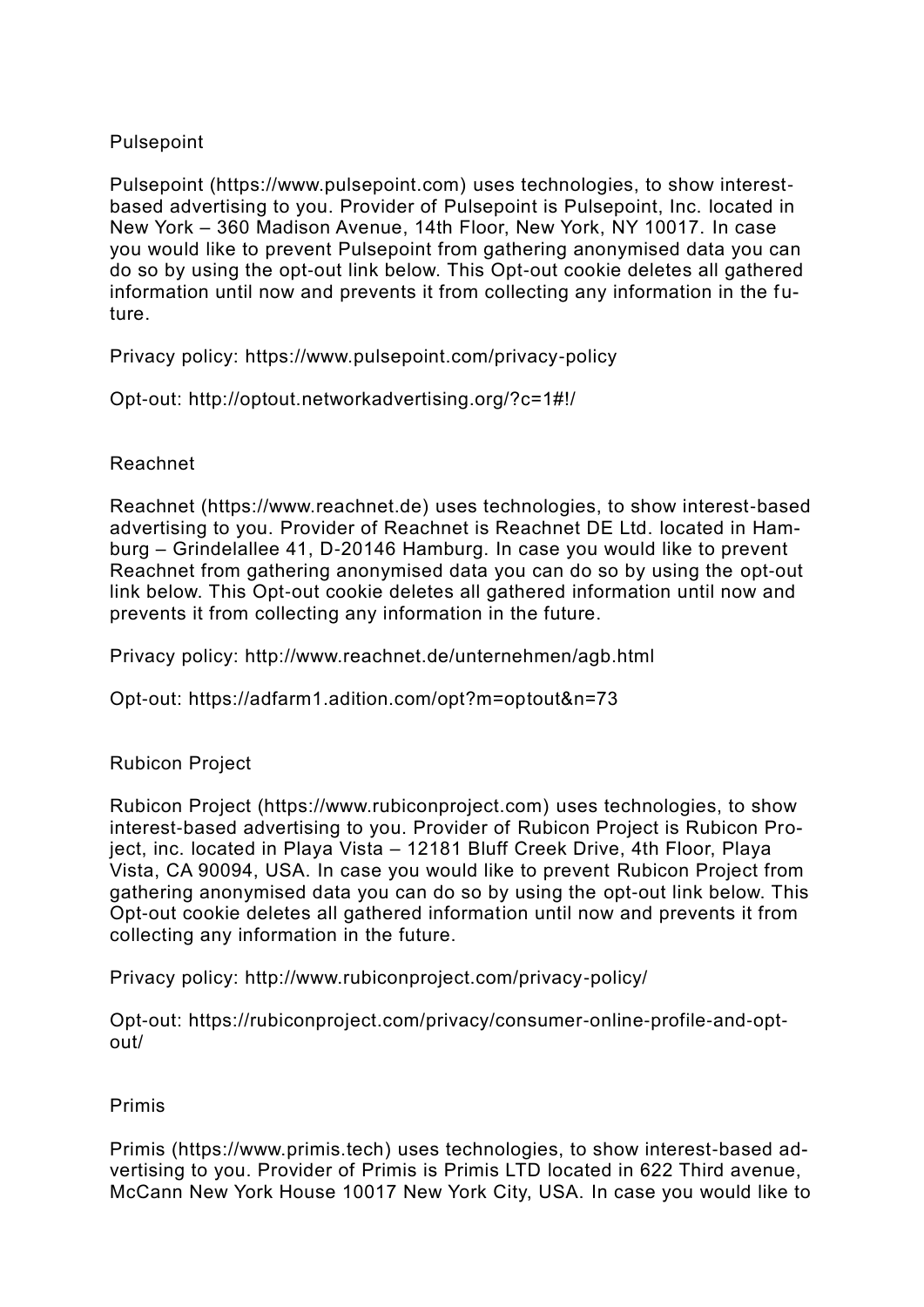## Pulsepoint

Pulsepoint (https://www.pulsepoint.com) uses technologies, to show interest-based advertising to you. Provider of Pulsepoint is Pulsepoint, Inc. located in New York – 360 Madison Avenue, 14th Floor, New York, NY 10017. In case you would like to prevent Pulsepoint from gathering anonymised data you can do so by using the opt-out link below. This Opt-out cookie deletes all gathered information until now and prevents it from collecting any information in the future.

Privacy policy: https://www.pulsepoint.com/privacy-policy

Opt-out: http://optout.networkadvertising.org/?c=1#!/

## Reachnet

Reachnet (https://www.reachnet.de) uses technologies, to show interest-based advertising to you. Provider of Reachnet is Reachnet DE Ltd. located in Hamburg – Grindelallee 41, D-20146 Hamburg. In case you would like to prevent Reachnet from gathering anonymised data you can do so by using the opt-out link below. This Opt-out cookie deletes all gathered information until now and prevents it from collecting any information in the future.

Privacy policy: http://www.reachnet.de/unternehmen/agb.html

Opt-out: https://adfarm1.adition.com/opt?m=optout&n=73

## Rubicon Project

Rubicon Project (https://www.rubiconproject.com) uses technologies, to show interest-based advertising to you. Provider of Rubicon Project is Rubicon Project, inc. located in Playa Vista – 12181 Bluff Creek Drive, 4th Floor, Playa Vista, CA 90094, USA. In case you would like to prevent Rubicon Project from gathering anonymised data you can do so by using the opt-out link below. This Opt-out cookie deletes all gathered information until now and prevents it from collecting any information in the future.

Privacy policy: http://www.rubiconproject.com/privacy-policy/

Opt-out: https://rubiconproject.com/privacy/consumer-online-profile-and-opt-out/

## Primis

Primis (https://www.primis.tech) uses technologies, to show interest-based advertising to you. Provider of Primis is Primis LTD located in 622 Third avenue, McCann New York House 10017 New York City, USA. In case you would like to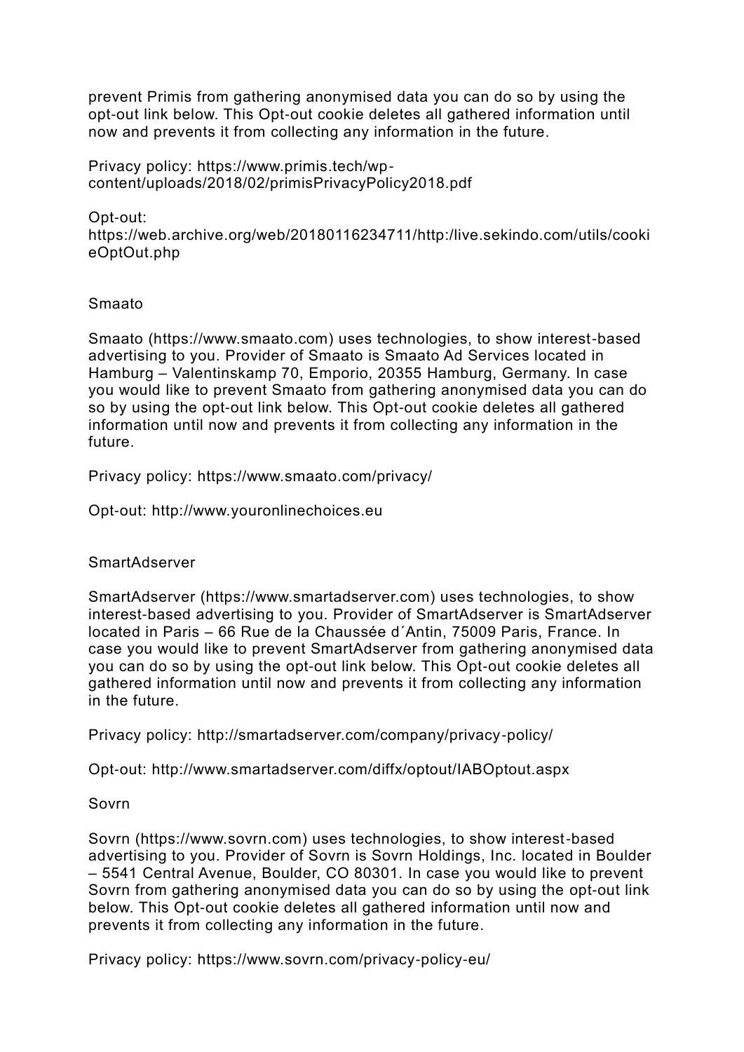prevent Primis from gathering anonymised data you can do so by using the opt-out link below. This Opt-out cookie deletes all gathered information until now and prevents it from collecting any information in the future.

Privacy policy: https://www.primis.tech/wp-content/uploads/2018/02/primisPrivacyPolicy2018.pdf

Opt-out: https://web.archive.org/web/20180116234711/http:/live.sekindo.com/utils/cookieOptOut.php

### Smaato

Smaato (https://www.smaato.com) uses technologies, to show interest-based advertising to you. Provider of Smaato is Smaato Ad Services located in Hamburg – Valentinskamp 70, Emporio, 20355 Hamburg, Germany. In case you would like to prevent Smaato from gathering anonymised data you can do so by using the opt-out link below. This Opt-out cookie deletes all gathered information until now and prevents it from collecting any information in the future.

Privacy policy: https://www.smaato.com/privacy/

Opt-out: http://www.youronlinechoices.eu

### SmartAdserver

SmartAdserver (https://www.smartadserver.com) uses technologies, to show interest-based advertising to you. Provider of SmartAdserver is SmartAdserver located in Paris – 66 Rue de la Chaussée d´Antin, 75009 Paris, France. In case you would like to prevent SmartAdserver from gathering anonymised data you can do so by using the opt-out link below. This Opt-out cookie deletes all gathered information until now and prevents it from collecting any information in the future.

Privacy policy: http://smartadserver.com/company/privacy-policy/

Opt-out: http://www.smartadserver.com/diffx/optout/IABOptout.aspx

### Sovrn

Sovrn (https://www.sovrn.com) uses technologies, to show interest-based advertising to you. Provider of Sovrn is Sovrn Holdings, Inc. located in Boulder – 5541 Central Avenue, Boulder, CO 80301. In case you would like to prevent Sovrn from gathering anonymised data you can do so by using the opt-out link below. This Opt-out cookie deletes all gathered information until now and prevents it from collecting any information in the future.

Privacy policy: https://www.sovrn.com/privacy-policy-eu/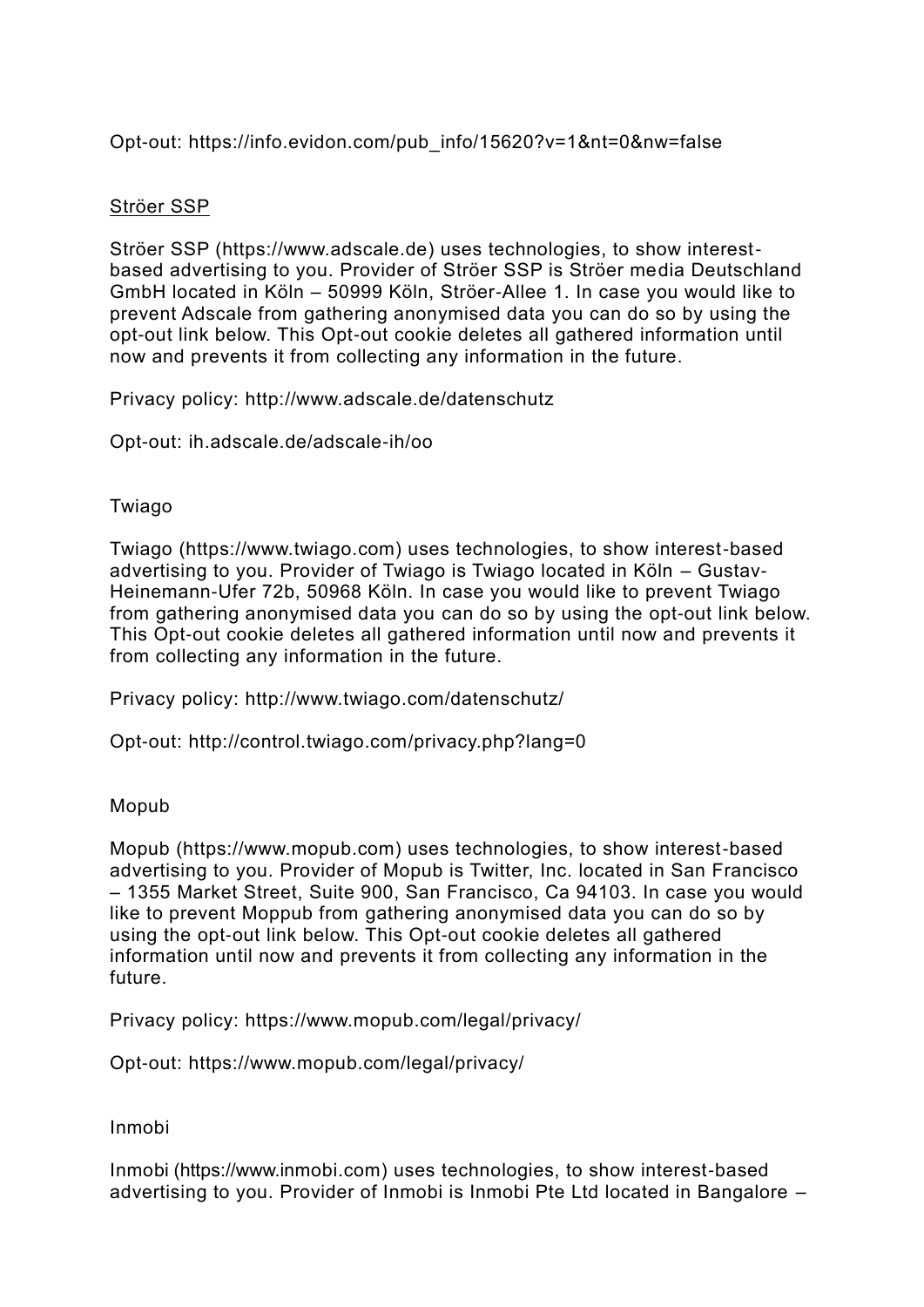Opt-out: https://info.evidon.com/pub_info/15620?v=1&nt=0&nw=false

Ströer SSP

Ströer SSP (https://www.adscale.de) uses technologies, to show interest-based advertising to you. Provider of Ströer SSP is Ströer media Deutschland GmbH located in Köln – 50999 Köln, Ströer-Allee 1. In case you would like to prevent Adscale from gathering anonymised data you can do so by using the opt-out link below. This Opt-out cookie deletes all gathered information until now and prevents it from collecting any information in the future.

Privacy policy: http://www.adscale.de/datenschutz

Opt-out: ih.adscale.de/adscale-ih/oo

Twiago

Twiago (https://www.twiago.com) uses technologies, to show interest-based advertising to you. Provider of Twiago is Twiago located in Köln – Gustav-Heinemann-Ufer 72b, 50968 Köln. In case you would like to prevent Twiago from gathering anonymised data you can do so by using the opt-out link below. This Opt-out cookie deletes all gathered information until now and prevents it from collecting any information in the future.

Privacy policy: http://www.twiago.com/datenschutz/

Opt-out: http://control.twiago.com/privacy.php?lang=0

Mopub

Mopub (https://www.mopub.com) uses technologies, to show interest-based advertising to you. Provider of Mopub is Twitter, Inc. located in San Francisco – 1355 Market Street, Suite 900, San Francisco, Ca 94103. In case you would like to prevent Moppub from gathering anonymised data you can do so by using the opt-out link below. This Opt-out cookie deletes all gathered information until now and prevents it from collecting any information in the future.

Privacy policy: https://www.mopub.com/legal/privacy/

Opt-out: https://www.mopub.com/legal/privacy/

Inmobi

Inmobi (https://www.inmobi.com) uses technologies, to show interest-based advertising to you. Provider of Inmobi is Inmobi Pte Ltd located in Bangalore –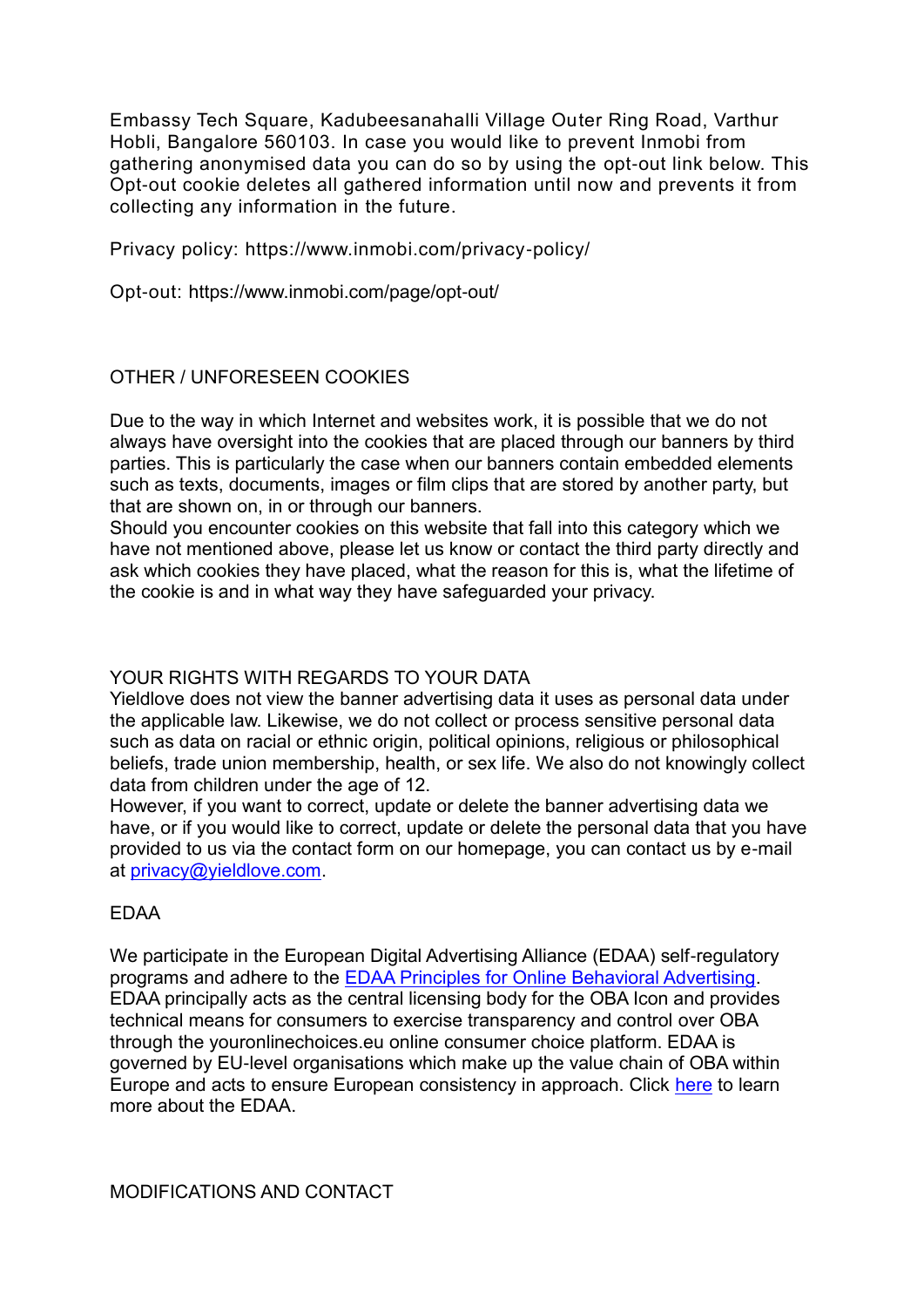Embassy Tech Square, Kadubeesanahalli Village Outer Ring Road, Varthur Hobli, Bangalore 560103. In case you would like to prevent Inmobi from gathering anonymised data you can do so by using the opt-out link below. This Opt-out cookie deletes all gathered information until now and prevents it from collecting any information in the future.

Privacy policy: https://www.inmobi.com/privacy-policy/

Opt-out: https://www.inmobi.com/page/opt-out/

## OTHER / UNFORESEEN COOKIES

Due to the way in which Internet and websites work, it is possible that we do not always have oversight into the cookies that are placed through our banners by third parties. This is particularly the case when our banners contain embedded elements such as texts, documents, images or film clips that are stored by another party, but that are shown on, in or through our banners.
Should you encounter cookies on this website that fall into this category which we have not mentioned above, please let us know or contact the third party directly and ask which cookies they have placed, what the reason for this is, what the lifetime of the cookie is and in what way they have safeguarded your privacy.

## YOUR RIGHTS WITH REGARDS TO YOUR DATA

Yieldlove does not view the banner advertising data it uses as personal data under the applicable law. Likewise, we do not collect or process sensitive personal data such as data on racial or ethnic origin, political opinions, religious or philosophical beliefs, trade union membership, health, or sex life. We also do not knowingly collect data from children under the age of 12.
However, if you want to correct, update or delete the banner advertising data we have, or if you would like to correct, update or delete the personal data that you have provided to us via the contact form on our homepage, you can contact us by e-mail at privacy@yieldlove.com.

## EDAA

We participate in the European Digital Advertising Alliance (EDAA) self-regulatory programs and adhere to the EDAA Principles for Online Behavioral Advertising. EDAA principally acts as the central licensing body for the OBA Icon and provides technical means for consumers to exercise transparency and control over OBA through the youronlinechoices.eu online consumer choice platform. EDAA is governed by EU-level organisations which make up the value chain of OBA within Europe and acts to ensure European consistency in approach. Click here to learn more about the EDAA.

## MODIFICATIONS AND CONTACT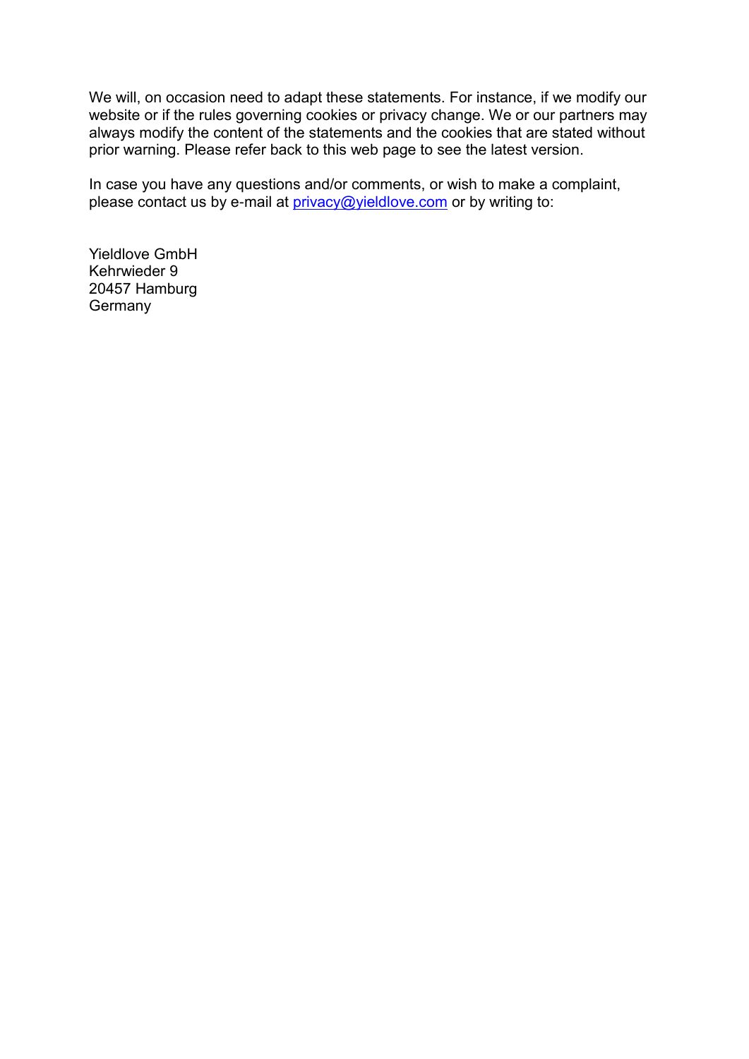We will, on occasion need to adapt these statements. For instance, if we modify our website or if the rules governing cookies or privacy change. We or our partners may always modify the content of the statements and the cookies that are stated without prior warning. Please refer back to this web page to see the latest version.

In case you have any questions and/or comments, or wish to make a complaint, please contact us by e-mail at privacy@yieldlove.com or by writing to:

Yieldlove GmbH
Kehrwieder 9
20457 Hamburg
Germany